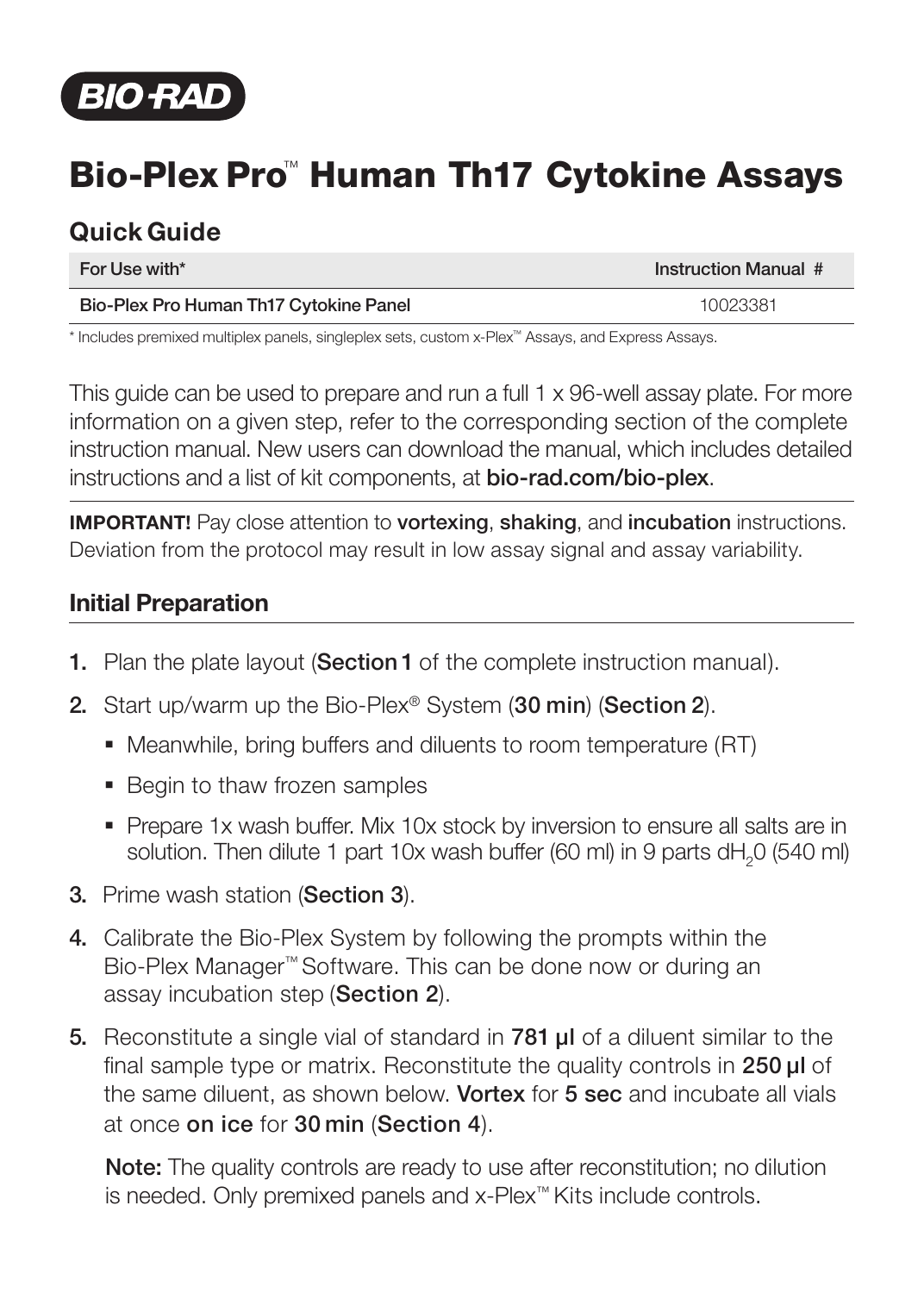BIO-RAD

# Bio-Plex Pro™ Human Th17 Cytokine Assays

## Quick Guide

| For Use with* | Instruction Manual # |
| --- | --- |
| Bio-Plex Pro Human Th17 Cytokine Panel | 10023381 |

* Includes premixed multiplex panels, singleplex sets, custom x-Plex™ Assays, and Express Assays.

This guide can be used to prepare and run a full 1 x 96-well assay plate. For more information on a given step, refer to the corresponding section of the complete instruction manual. New users can download the manual, which includes detailed instructions and a list of kit components, at **bio-rad.com/bio-plex**.

**IMPORTANT!** Pay close attention to **vortexing**, **shaking**, and **incubation** instructions. Deviation from the protocol may result in low assay signal and assay variability.

### Initial Preparation

1. Plan the plate layout (**Section 1** of the complete instruction manual).
2. Start up/warm up the Bio-Plex® System (**30 min**) (**Section 2**).
   - Meanwhile, bring buffers and diluents to room temperature (RT)
   - Begin to thaw frozen samples
   - Prepare 1x wash buffer. Mix 10x stock by inversion to ensure all salts are in solution. Then dilute 1 part 10x wash buffer (60 ml) in 9 parts $dH_20$ (540 ml)
3. Prime wash station (**Section 3**).
4. Calibrate the Bio-Plex System by following the prompts within the Bio-Plex Manager™ Software. This can be done now or during an assay incubation step (**Section 2**).
5. Reconstitute a single vial of standard in **781 µl** of a diluent similar to the final sample type or matrix. Reconstitute the quality controls in **250 µl** of the same diluent, as shown below. **Vortex** for **5 sec** and incubate all vials at once **on ice** for **30 min** (**Section 4**).

   **Note:** The quality controls are ready to use after reconstitution; no dilution is needed. Only premixed panels and x-Plex™ Kits include controls.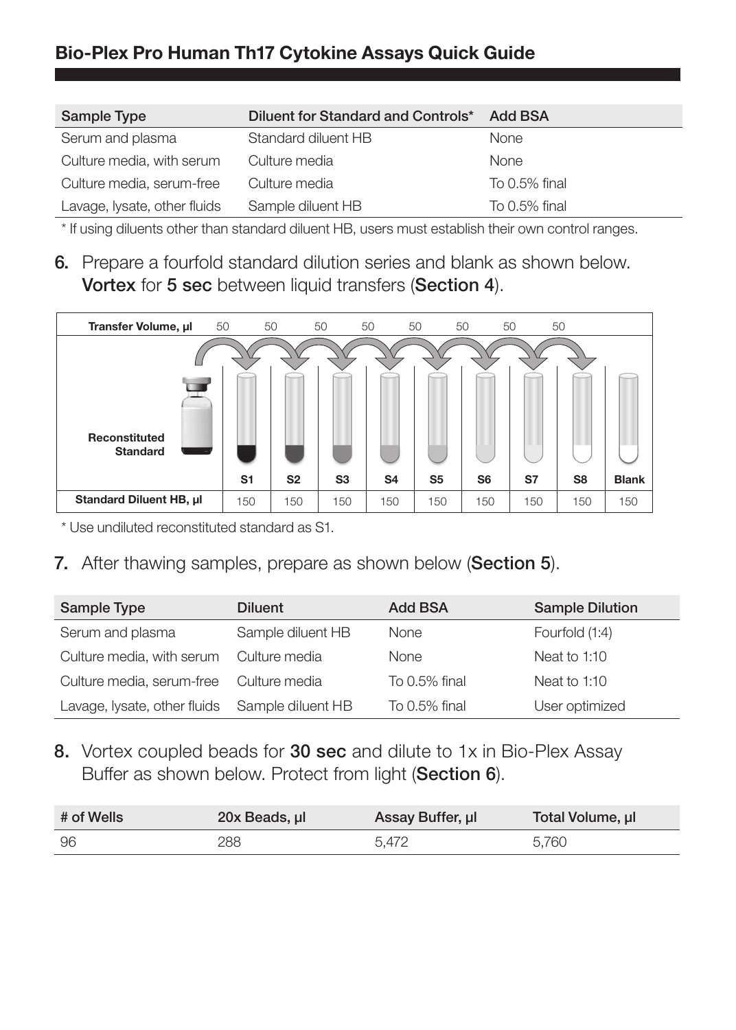| Sample Type | Diluent for Standard and Controls* | Add BSA |
|---|---|---|
| Serum and plasma | Standard diluent HB | None |
| Culture media, with serum | Culture media | None |
| Culture media, serum-free | Culture media | To 0.5% final |
| Lavage, lysate, other fluids | Sample diluent HB | To 0.5% final |

* If using diluents other than standard diluent HB, users must establish their own control ranges.

6. Prepare a fourfold standard dilution series and blank as shown below. **Vortex** for **5 sec** between liquid transfers (**Section 4**).

**Transfer Volume, µl** 50 50 50 50 50 50 50 50

**Reconstituted Standard**

S1 S2 S3 S4 S5 S6 S7 S8 Blank

**Standard Diluent HB, µl** 150 150 150 150 150 150 150 150 150

* Use undiluted reconstituted standard as S1.

7. After thawing samples, prepare as shown below (**Section 5**).

| Sample Type | Diluent | Add BSA | Sample Dilution |
|---|---|---|---|
| Serum and plasma | Sample diluent HB | None | Fourfold (1:4) |
| Culture media, with serum | Culture media | None | Neat to 1:10 |
| Culture media, serum-free | Culture media | To 0.5% final | Neat to 1:10 |
| Lavage, lysate, other fluids | Sample diluent HB | To 0.5% final | User optimized |

8. Vortex coupled beads for **30 sec** and dilute to 1x in Bio-Plex Assay Buffer as shown below. Protect from light (**Section 6**).

| # of Wells | 20x Beads, µl | Assay Buffer, µl | Total Volume, µl |
|---|---|---|---|
| 96 | 288 | 5,472 | 5,760 |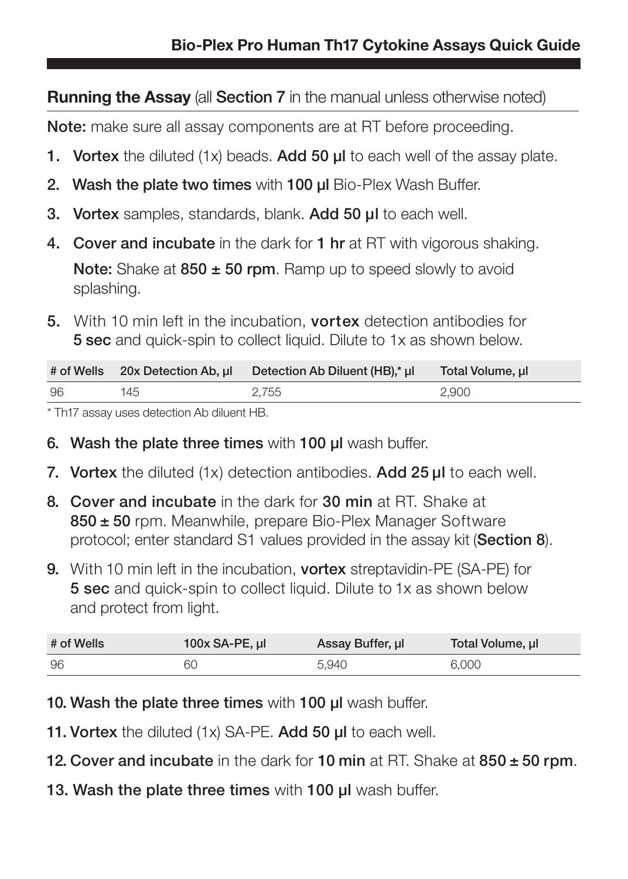## Running the Assay (all Section 7 in the manual unless otherwise noted)

**Note:** make sure all assay components are at RT before proceeding.

1. **Vortex** the diluted (1x) beads. **Add 50 µl** to each well of the assay plate.
2. **Wash the plate two times** with **100 µl** Bio-Plex Wash Buffer.
3. **Vortex** samples, standards, blank. **Add 50 µl** to each well.
4. **Cover and incubate** in the dark for **1 hr** at RT with vigorous shaking.

   **Note:** Shake at **850 ± 50 rpm**. Ramp up to speed slowly to avoid splashing.

5. With 10 min left in the incubation, **vortex** detection antibodies for **5 sec** and quick-spin to collect liquid. Dilute to 1x as shown below.

| # of Wells | 20x Detection Ab, µl | Detection Ab Diluent (HB),* µl | Total Volume, µl |
|---|---|---|---|
| 96 | 145 | 2,755 | 2,900 |

\* Th17 assay uses detection Ab diluent HB.

6. **Wash the plate three times** with **100 µl** wash buffer.
7. **Vortex** the diluted (1x) detection antibodies. **Add 25 µl** to each well.
8. **Cover and incubate** in the dark for **30 min** at RT. Shake at **850 ± 50** rpm. Meanwhile, prepare Bio-Plex Manager Software protocol; enter standard S1 values provided in the assay kit (**Section 8**).
9. With 10 min left in the incubation, **vortex** streptavidin-PE (SA-PE) for **5 sec** and quick-spin to collect liquid. Dilute to 1x as shown below and protect from light.

| # of Wells | 100x SA-PE, µl | Assay Buffer, µl | Total Volume, µl |
|---|---|---|---|
| 96 | 60 | 5,940 | 6,000 |

10. **Wash the plate three times** with **100 µl** wash buffer.
11. **Vortex** the diluted (1x) SA-PE. **Add 50 µl** to each well.
12. **Cover and incubate** in the dark for **10 min** at RT. Shake at **850 ± 50 rpm**.
13. **Wash the plate three times** with **100 µl** wash buffer.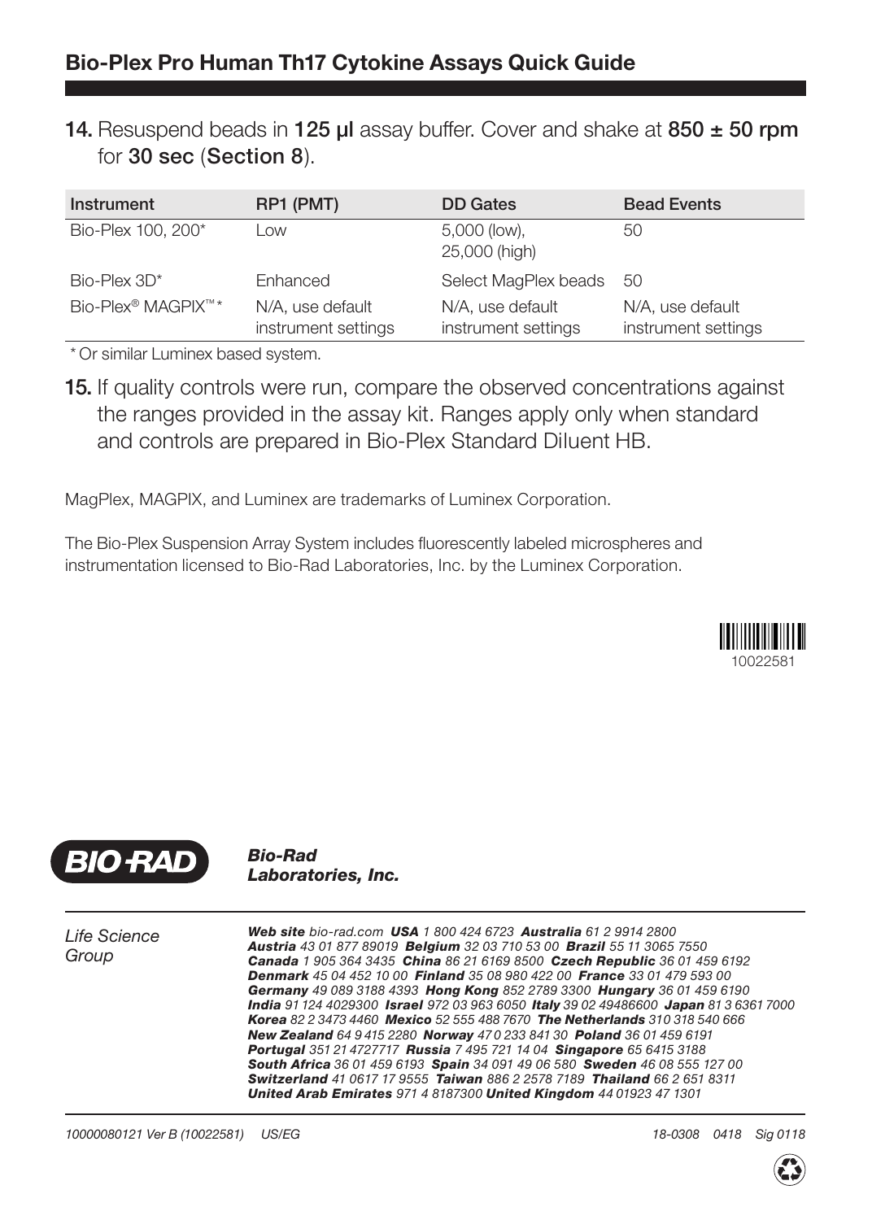14. Resuspend beads in **125 µl** assay buffer. Cover and shake at **850 ± 50 rpm** for **30 sec** (**Section 8**).

| Instrument | RP1 (PMT) | DD Gates | Bead Events |
|---|---|---|---|
| Bio-Plex 100, 200* | Low | 5,000 (low), 25,000 (high) | 50 |
| Bio-Plex 3D* | Enhanced | Select MagPlex beads | 50 |
| Bio-Plex® MAGPIX™* | N/A, use default instrument settings | N/A, use default instrument settings | N/A, use default instrument settings |

\* Or similar Luminex based system.

15. If quality controls were run, compare the observed concentrations against the ranges provided in the assay kit. Ranges apply only when standard and controls are prepared in Bio-Plex Standard Diluent HB.

MagPlex, MAGPIX, and Luminex are trademarks of Luminex Corporation.

The Bio-Plex Suspension Array System includes fluorescently labeled microspheres and instrumentation licensed to Bio-Rad Laboratories, Inc. by the Luminex Corporation.

10022581

BIO-RAD

***Bio-Rad Laboratories, Inc.***

*Life Science Group*

***Web site*** *bio-rad.com* ***USA*** *1 800 424 6723* ***Australia*** *61 2 9914 2800* ***Austria*** *43 01 877 89019* ***Belgium*** *32 03 710 53 00* ***Brazil*** *55 11 3065 7550* ***Canada*** *1 905 364 3435* ***China*** *86 21 6169 8500* ***Czech Republic*** *36 01 459 6192* ***Denmark*** *45 04 452 10 00* ***Finland*** *35 08 980 422 00* ***France*** *33 01 479 593 00* ***Germany*** *49 089 3188 4393* ***Hong Kong*** *852 2789 3300* ***Hungary*** *36 01 459 6190* ***India*** *91 124 4029300* ***Israel*** *972 03 963 6050* ***Italy*** *39 02 49486600* ***Japan*** *81 3 6361 7000* ***Korea*** *82 2 3473 4460* ***Mexico*** *52 555 488 7670* ***The Netherlands*** *310 318 540 666* ***New Zealand*** *64 9 415 2280* ***Norway*** *47 0 233 841 30* ***Poland*** *36 01 459 6191* ***Portugal*** *351 21 4727717* ***Russia*** *7 495 721 14 04* ***Singapore*** *65 6415 3188* ***South Africa*** *36 01 459 6193* ***Spain*** *34 091 49 06 580* ***Sweden*** *46 08 555 127 00* ***Switzerland*** *41 0617 17 9555* ***Taiwan*** *886 2 2578 7189* ***Thailand*** *66 2 651 8311* ***United Arab Emirates*** *971 4 8187300* ***United Kingdom*** *44 01923 47 1301*

*10000080121 Ver B (10022581) US/EG* *18-0308 0418 Sig 0118*